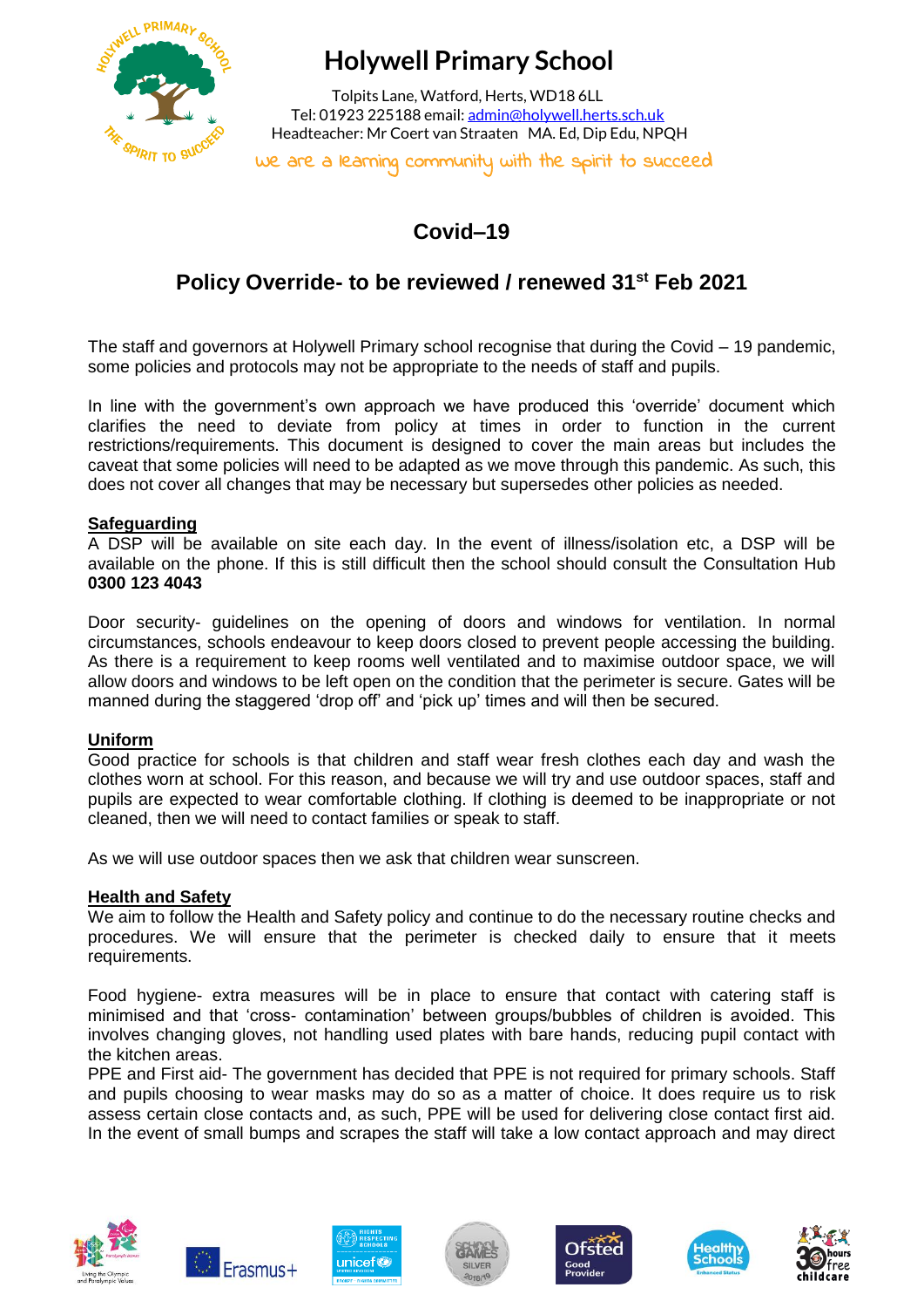# Holywell Primary School

Tolpits Lane, Watford, Herts, WD18 6LL
Tel: 01923 225188 email: admin@holywell.herts.sch.uk
Headteacher: Mr Coert van Straaten MA. Ed, Dip Edu, NPQH

we are a learning community with the spirit to succeed

## Covid–19

## Policy Override- to be reviewed / renewed 31st Feb 2021

The staff and governors at Holywell Primary school recognise that during the Covid – 19 pandemic, some policies and protocols may not be appropriate to the needs of staff and pupils.

In line with the government's own approach we have produced this 'override' document which clarifies the need to deviate from policy at times in order to function in the current restrictions/requirements. This document is designed to cover the main areas but includes the caveat that some policies will need to be adapted as we move through this pandemic. As such, this does not cover all changes that may be necessary but supersedes other policies as needed.

**Safeguarding**

A DSP will be available on site each day. In the event of illness/isolation etc, a DSP will be available on the phone. If this is still difficult then the school should consult the Consultation Hub **0300 123 4043**

Door security- guidelines on the opening of doors and windows for ventilation. In normal circumstances, schools endeavour to keep doors closed to prevent people accessing the building. As there is a requirement to keep rooms well ventilated and to maximise outdoor space, we will allow doors and windows to be left open on the condition that the perimeter is secure. Gates will be manned during the staggered 'drop off' and 'pick up' times and will then be secured.

**Uniform**

Good practice for schools is that children and staff wear fresh clothes each day and wash the clothes worn at school. For this reason, and because we will try and use outdoor spaces, staff and pupils are expected to wear comfortable clothing. If clothing is deemed to be inappropriate or not cleaned, then we will need to contact families or speak to staff.

As we will use outdoor spaces then we ask that children wear sunscreen.

**Health and Safety**

We aim to follow the Health and Safety policy and continue to do the necessary routine checks and procedures. We will ensure that the perimeter is checked daily to ensure that it meets requirements.

Food hygiene- extra measures will be in place to ensure that contact with catering staff is minimised and that 'cross- contamination' between groups/bubbles of children is avoided. This involves changing gloves, not handling used plates with bare hands, reducing pupil contact with the kitchen areas.
PPE and First aid- The government has decided that PPE is not required for primary schools. Staff and pupils choosing to wear masks may do so as a matter of choice. It does require us to risk assess certain close contacts and, as such, PPE will be used for delivering close contact first aid. In the event of small bumps and scrapes the staff will take a low contact approach and may direct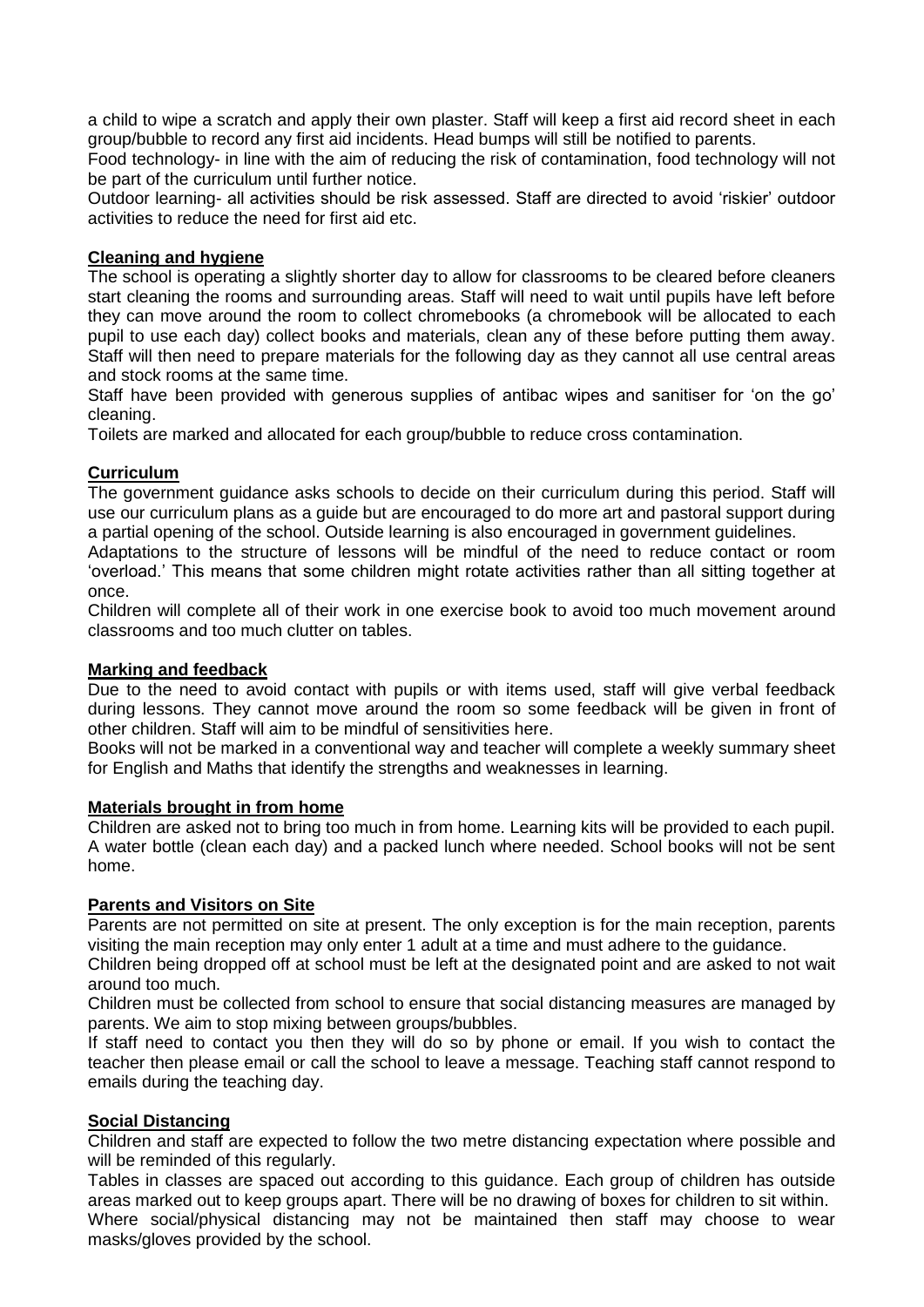a child to wipe a scratch and apply their own plaster. Staff will keep a first aid record sheet in each group/bubble to record any first aid incidents. Head bumps will still be notified to parents.

Food technology- in line with the aim of reducing the risk of contamination, food technology will not be part of the curriculum until further notice.

Outdoor learning- all activities should be risk assessed. Staff are directed to avoid 'riskier' outdoor activities to reduce the need for first aid etc.

**Cleaning and hygiene**

The school is operating a slightly shorter day to allow for classrooms to be cleared before cleaners start cleaning the rooms and surrounding areas. Staff will need to wait until pupils have left before they can move around the room to collect chromebooks (a chromebook will be allocated to each pupil to use each day) collect books and materials, clean any of these before putting them away. Staff will then need to prepare materials for the following day as they cannot all use central areas and stock rooms at the same time.

Staff have been provided with generous supplies of antibac wipes and sanitiser for 'on the go' cleaning.

Toilets are marked and allocated for each group/bubble to reduce cross contamination.

**Curriculum**

The government guidance asks schools to decide on their curriculum during this period. Staff will use our curriculum plans as a guide but are encouraged to do more art and pastoral support during a partial opening of the school. Outside learning is also encouraged in government guidelines.

Adaptations to the structure of lessons will be mindful of the need to reduce contact or room 'overload.' This means that some children might rotate activities rather than all sitting together at once.

Children will complete all of their work in one exercise book to avoid too much movement around classrooms and too much clutter on tables.

**Marking and feedback**

Due to the need to avoid contact with pupils or with items used, staff will give verbal feedback during lessons. They cannot move around the room so some feedback will be given in front of other children. Staff will aim to be mindful of sensitivities here.

Books will not be marked in a conventional way and teacher will complete a weekly summary sheet for English and Maths that identify the strengths and weaknesses in learning.

**Materials brought in from home**

Children are asked not to bring too much in from home. Learning kits will be provided to each pupil. A water bottle (clean each day) and a packed lunch where needed. School books will not be sent home.

**Parents and Visitors on Site**

Parents are not permitted on site at present. The only exception is for the main reception, parents visiting the main reception may only enter 1 adult at a time and must adhere to the guidance.

Children being dropped off at school must be left at the designated point and are asked to not wait around too much.

Children must be collected from school to ensure that social distancing measures are managed by parents. We aim to stop mixing between groups/bubbles.

If staff need to contact you then they will do so by phone or email. If you wish to contact the teacher then please email or call the school to leave a message. Teaching staff cannot respond to emails during the teaching day.

**Social Distancing**

Children and staff are expected to follow the two metre distancing expectation where possible and will be reminded of this regularly.

Tables in classes are spaced out according to this guidance. Each group of children has outside areas marked out to keep groups apart. There will be no drawing of boxes for children to sit within.

Where social/physical distancing may not be maintained then staff may choose to wear masks/gloves provided by the school.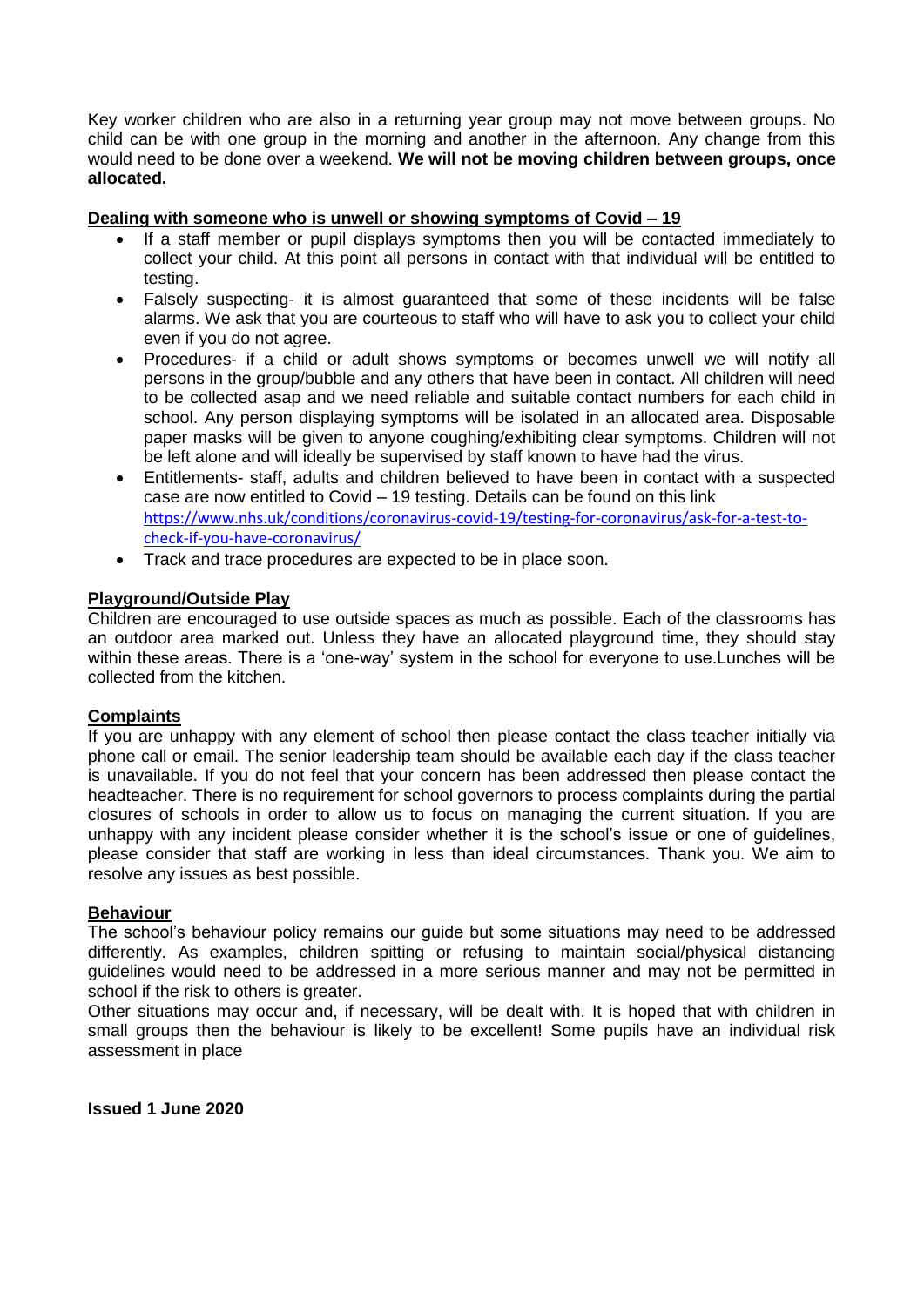Key worker children who are also in a returning year group may not move between groups. No child can be with one group in the morning and another in the afternoon. Any change from this would need to be done over a weekend. **We will not be moving children between groups, once allocated.**

## Dealing with someone who is unwell or showing symptoms of Covid – 19

- If a staff member or pupil displays symptoms then you will be contacted immediately to collect your child. At this point all persons in contact with that individual will be entitled to testing.
- Falsely suspecting- it is almost guaranteed that some of these incidents will be false alarms. We ask that you are courteous to staff who will have to ask you to collect your child even if you do not agree.
- Procedures- if a child or adult shows symptoms or becomes unwell we will notify all persons in the group/bubble and any others that have been in contact. All children will need to be collected asap and we need reliable and suitable contact numbers for each child in school. Any person displaying symptoms will be isolated in an allocated area. Disposable paper masks will be given to anyone coughing/exhibiting clear symptoms. Children will not be left alone and will ideally be supervised by staff known to have had the virus.
- Entitlements- staff, adults and children believed to have been in contact with a suspected case are now entitled to Covid – 19 testing. Details can be found on this link https://www.nhs.uk/conditions/coronavirus-covid-19/testing-for-coronavirus/ask-for-a-test-to-check-if-you-have-coronavirus/
- Track and trace procedures are expected to be in place soon.

## Playground/Outside Play

Children are encouraged to use outside spaces as much as possible. Each of the classrooms has an outdoor area marked out. Unless they have an allocated playground time, they should stay within these areas. There is a 'one-way' system in the school for everyone to use.Lunches will be collected from the kitchen.

## Complaints

If you are unhappy with any element of school then please contact the class teacher initially via phone call or email. The senior leadership team should be available each day if the class teacher is unavailable. If you do not feel that your concern has been addressed then please contact the headteacher. There is no requirement for school governors to process complaints during the partial closures of schools in order to allow us to focus on managing the current situation. If you are unhappy with any incident please consider whether it is the school's issue or one of guidelines, please consider that staff are working in less than ideal circumstances. Thank you. We aim to resolve any issues as best possible.

## Behaviour

The school's behaviour policy remains our guide but some situations may need to be addressed differently. As examples, children spitting or refusing to maintain social/physical distancing guidelines would need to be addressed in a more serious manner and may not be permitted in school if the risk to others is greater.

Other situations may occur and, if necessary, will be dealt with. It is hoped that with children in small groups then the behaviour is likely to be excellent! Some pupils have an individual risk assessment in place

**Issued 1 June 2020**